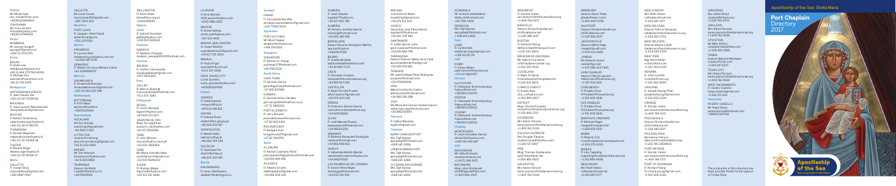TOKYO
Ms Misaki Iwai
aos_misaki@mac.com
+81(90)6046 4443

YOKOHAMA
Ms Sook Ho Kim
stmcentre@yahoo.com
+81(90)3394 6551

## Kenya

MOMBASA
Mr George Gungoh
gnungoh@hotmail.com
+254 72 2703 971

## Korea

BUSAN
Fr Andre Lee
stellabusan@gmail.com
+82 51 464 2707/+82 51 466 0411
Fr Michael Kim
seamanofficer@naver.co.kr
+82 32 765 8974

## Madagascar

ANTSIRANANA (DIÉGO)
Fr Jean Claude Vaz
+261 (0) 34 73 058 80

MAJUNGA
Fr Jean Laurent Rakotoarivelo
velorjeanlaurent@gmail.com

NOSY BE
Fr Robert Tombonarivo
robertombonaryo@yahoo.fr
+261 (0) 34 47 382 05

TOAMASINA
Fr Roman Majewski
majewskiroman@yahoo.fr
+261 (0) 32 04 854 36

TULEAR
Fr Etienne Roger
eleasen.roger@yahoo.fr
+261 (0) 33 05 036 27

## Malta

VALLETTA
Fr Joseph Borg
revjosephborg@gmail.com
+356 9987 9947

VALLETTA
Mr Louis Cassar
louiscassar243@gmail.com
+356 7924 1211

## Mauritius

PORT LOUIS
Fr Jacques-Henri David
lamerfrere@live.fr
+230 2176330

## Mexico

PROGRESO
Fr Lorenzo Mex
stellamarisyuc@yahoo.com.mx
+52 862 587 6730

VERACRUZ
Fr William de Jesus Medina Cabos
+52 2296689570

## Morocco

CASABLANCA
Fr Arnaud de Boissieu
arnauddeboissieu@gmail.com
+212 (0) 662 542 396

## Netherlands

ROTTERDAM
Fr Frits Maas
apmsrotterdam@nl
+31655420540

## New Zealand

AUCKLAND
Ms Eva Sherap
everthorep@gmail.com
+64 9502 9 522

LYTTELTON
Jessica Armstrong
jessicarmstrong@yahoo.com
+64 21 222 0310

NAPIER
Mr Tom Keenan
tomreeksen@yahoo.com
+64 6 834 0854

TAURANGA
Deacon Sid Wells
s.wells@xtra.co.nz
+6475440506

WELLINGTON
Fr Kevin Head
khead@cs.org.nz
+6448015284

## Nigeria

LAGOS
Fr Gabriel Feyisetan
gabfeyi@yahoo.com
+234 803 3161258

## Pakistan

KARACHI
Fr Nadeem Punayal
nadeem_punayal@hotmail.com
+92 300 2410

## Panama

BALBOA
Fr Justino Carrasquilla
juscarrasquilla@gmail.com
+507 2620400

## Peru

CALLAO
Fr Marcos Bubniak
marcosbubniak@hotmail.com
+51 1 572 3383

## Philippines

BOHOL
Fr Victor Bompat
tagsem@yahoo.com
+63 920 672 4271

CAGAYAN DE ORO
Msgr Teo Legitimas
acaremc_cdo@yahoo.com
+63 917 6242661

CEBU
Fr John Masion
ssceom@yahoo.com.ph
+63 032 3165464

CEBU
Ms Maria Soledad Velez
sociedamaris@yahoo.com
+63 09779249100

ILIGAN
Fr Rodrigo Maata
digiemaata@yahoo.com
+63 920 315 5689

LA UNION
Fr Erwil Mantes
AOSLaunion@yahoo.com
+63 72 888 2353

MAASIN
Fr Ameal Vallinas
ameal_pop@yahoo.com
+917 831 9415

MAKAR, GEN. SANTOS
Sr Susan Bolanio
susanbolanio123@gmail.com
+63 917 724 3353

MANILA
Fr Paulo Prigol
aosmanila@cs.ph
+63 2 527 2638

SAGA, DAVAO CITY
Lucila Quinday
lucila_quinday@yahoo.com
+639285247848

## Poland

GDANSK
Fr Rafal Nowicki
rnowpom@wp.pl
+48 502 248 812

GDYNIA
Fr Edward Pracz
stellamaris.gdynia.pl
+48 604 202 527

SWINOUJSCIE
Fr Marek Hulec
halmarco@wp.pl
+48 663 744 594

SZCZECIN
Fr Stanislaw Flis
stachoflis@wp.pl
+48 602 633 587

## Russia

KALININGRAD
Fr Jerzy Steckiewicz
abalbert@kaliningrad.ru

## Senegal

DAKAR
Fr Christophe Burette
dlmatlantic.apostolatemer@gmail.com
+221 77483 9200

## Seychelles

PORT VICTORIA
Mr Albert Napier
alnapier@hotmail.com
+248 2514455

## Singapore

SINGAPORE
Fr Romeo Yu-Chang
yuchangr77@hotmail.com
+65 9783 5311

## South Africa

CAPE TOWN
Fr Gerardo Garcia
gerardogarciap@hotmail.com
+27 835 837490

DURBAN
Fr German Arturo Giraldo
german.giraldo@hotmail.co.za
+27 72 1866303

PORT ELIZABETH
Fr Jerry Browne
jeremiahbrowne@icloud.com
+27 82 825 6303

RICHARDS BAY
Fr Bongani Xulu
bongacxulu17@gmail.com
+27 82 7429765

## Spain

A CORUÑA
Fr Ramón Caamaño Pazin
parroquiasantiagoboiro@hotmail.com
+34 664 464 482

ALICANTE
Fr Alberto Silvent
stellamarisalicante@yahoo.com
+34 646 608 524

ALMERIA
Fr Jesús Zapata
jzapatar7@yahoo.es
+34 607 352 786

ALMERIA
Mr Rosario Jiménez Garcia
rosariojg@hotmail.com
+34 656 286 595

BARCELONA
Deacon Ricardo Rodriguez-Martos
apomar@uoc.es
+34629271391

BILBAO
Fr Joseba Beobide
apostoladodelmar@bizkeliza.org
+34 94 483 70 42

CADIZ
Fr Fernando Campos
stellamarisdiocesiscadiz.org
+34 956 807 039

CASTELLON
Fr Albert Arrufat Prades
albert.arrufat@gmail.com
+34 679 420 046

FERROL
Fr Francisco Gómez García
scairclfrandenavdelferrol.org
+34 626136861

GIJON
Fr José Manuel Álvarez
pesjoseaalvarez@hotmail.com
+34 649100229

GRANADA
Fr Roberto Benavides Rodriguez
rrobben@hotmail.com
+34 958 999 565

HUELVA
Fr Sebastián Martín Macías
sebastianlosmarinero@yahoo.es
+34 646379325

LAS PALMAS DE GR. CANARIA
Fr Simón Pérez Reyes
achuleyga@hotmail.com
+34 630 918 452

MALAGA
José Antonio Marín
mulatnotg@hotmail.com
+34 670 213 319

OVIEDO
Sebastián José Pérez García
pardonet6@yahoo.es
+34 626 704 985

SANTANDER
Fr Julián García Llaño
garti_tussmar@hotmail.com
+34 636 989 798

TARRAGONA
Deacon Ramon Mateu de la Casa
apostolatdelmar@tarragona.cat
+34 639 979 962

TENERIFE
Mr Juan Esteban Pérez Rodríguez
juesperez@hotmail.com
+34 675949046

VIGO
María Cristina De Castro
admoncidelmar@hotmail.com
+34 986 266 088

VIGO
Ms María del Carmen Graban García
stellamarisvigo@hotmail.com
+34 986266088

## Tanzania

Fr Gallus Marandu
frgallus@gmail.com

## Thailand

KERRY SIAM SEAPORT
Mrs Tipt Apinya
apinyatip@hotmail.com
+668 148 12856

LAEM CHABANG PORT
Mrs Tipt Apinya
apinyatip@hotmail.com
+668 148 12856

SI CHANG ANCHORAGE
Mrs Tipt Apinya
apinyatip@hotmail.com
+668 148 12856

SONGKHLA
Mr Sushant Janthaleka
stella_sk@hotmail.com
+66 7431 3409

SRIRACHA
Mrs Tipt Apinya
apinyatip@hotmail.com
+668 148 12856

## Togo

LOME
Fr Cyrille Kete
stellamaristogo@gmail.com
+228 22 67 26

## UAE

DUBAI
Fr Climes Milani
padremilani@hotmail.com
+971 50 6860307

## Ukraine

ILLYCHIVSK
Fr Oleksandr Smereshchynskyy
frolesadi@ukr.net
+380963 636902

ODESSA
Fr Oleksandr Smereshchynskyy
frolesadi@ukr.net
+380963 636902

YUZHNY
Fr Oleksandr Smereshchynskyy
frolesadi@ukr.net
+380963 636902

## Uruguay

MONTEVIDEO
Fr Jesús González García
jesusc1933@yahoo.com
+598 2917 945 687

## USA

ANCHORAGE
Ms Sally Bostwick
sbostwick@ak.net
+1 (907) 349 3471

BALTIMORE
Msgr John FitzGerald
john@bipsmdel.com
+1-443-690-2447

BEAUMONT
Fr Sinclair Oubre
aos.beaumont@dioceseofbmt.org
+1-409-749-0171

BIENVILLE
Deacon Richard Henderson
ph3@cableone.net
+1 228-385-3337

BOSTON
Fr Richard Uhring
fatherrichard@maaport.com
+1 617 567 3800

BRUNSWICK (GEORGIA)
Ms Valerie Crumpton
info@seafarerscenter.org
+1 912 267 0631

CLEVELAND
Fr Mark Di Nardo
frmarkdinardo@sbcglobal.net
+1 216 631 6872

CORPUS CHRISTI
Fr Eutalio Bay
aos_cc@yahoo.com
+1 361-883-4307

DETROIT
Msgr Charles Kosanke
seosnet@marinerschurchdetroit.org
+1 313-499-2701

DICKINSON
Mrs Karen Parsons
karen.parsons@stellamarisinmail.org
+1-409-762-0026

DULUTH-SUPERIOR
Rev Douglas Paulson
seafarerduluth@yahoo.com
+1 218 727 5897

ERIE
Msgr Thomas Snyderwine
tsw7man@att.net
+1 814-833-3925

GALVESTON
Mrs Karen Parsons
karen.parsons@stellamarisinmail.org
+1-409-762-0026

GREEN BAY
Deacon Gene Teske
gteske@new.rr.com
+1 920 499 0035

GULFPORT
Deacon Richard Henderson
ph3@cableone.net
+1 228-385-3337

JACKSONVILLE
Deacon Milton Vega
mvega@stellamaris.org
+1 904-422-3489

JUNEAU
Ms Roberta Sciard
robsberli@gci.net
+1-907-586-2227

LAKE CHARLES
Deacon Patrick Lapoint
plapoint@charlesdiocese.org
+1 337 436 1313

LONG BEACH
Fr Freddie Chua
FrFreddieC@marystar.org
+1 310-833-3541

LOS ANGELES
Fr Freddie Chua
FrFreddieC@marystar.org
+1 310-833-3541

MARTHA'S VINEYARD
Fr Michael Nagle
mnagle@vineyard.net
+1 508 918 1333

MIAMI
Fr Roberto Cid
rrcid@stpatrickmiamibeach.com
+1 305-372-0250

MOBILE
Fr Lito Capeding
lcapeding@mobilearchdiocese.org
+1 251-865-4068

NEW HAVEN
Mrs Ruth Setaro
ruthsetaro@snet.net
+1 203 687 3377

NEW LONDON
Mrs Ruth Setaro
ruthsetaro@snet.net
+1 203 687 3377

NEW ORLEANS
Deacon Patrick Dempsey
stellamaris@archdiocese-no.org
+1 504 352-3702

NEW ORLEANS
Deacon Wayne Lobell
stellamaris@archdiocese-no.org
+1 504 669 6709

NEW YORK
Mgr Kevin Nolan
icobon@aol.com
+1 212 254 6200

NEWARK
Fr John Corbett
Corbetjo@rcan.org
+1 201-401-9091

OAKLAND
Fr Joseph Duong Phan
josephduong@gmail.com
+1 510-839-2226

ORANGE
Fr Sinclair Oubre
aos.beaumont@dioceseofbmt.org
+1-409-749-0171

PASCAGOULA
Deacon Richard Henderson
ph3@cableone.net
+1 228-385-3337

PHILADELPHIA
Ms Helene Pierson
hpierson@seamensphila.org
+1 215 765 2681

PORT ARTHUR
Fr Sinclair Oubre
aos.beaumont@dioceseofbmt.org
+1-409-749-0171

PORT OF SAVANNAH
Fr Richard Young
fr.richard.young@gmail.com
+1 912-655-4262

SAN DIEGO
Rev James Boyd
Jamboat8@hot.com
+1 619 752 4755

SAN LEON
Mrs Karen Parsons
karen.parsons@stellamarisinmail.org
+1-409-762-0026

STOCKTON
Mr Mike DeTorio
chaplain@stella
+1 209 993 3989

TAMPA
Deacon Maurice Mcintyre
rkaudo@virtue.com
+1 813 247 6337

TEXAS CITY
Mrs Karen Parsons
karen.parsons@stellamarisinmail.org
+1-409-762-0026

WEST SACRAMENTO
Fr Jacobo Cavares
holyocrossw@gmail.com
+1 916-371-5211

## Venezuela

PUERTO CABELLO
Mr Angel Zerpa
pastoralsocial@hotmail.com
+584142347062

# Apostleship of the Sea: Stella Maris

# Port Chaplain Directory 2017

Apostleship of the Sea
Supporting Seafarers Worldwide

The production of this directory has been possible thanks to the support of Trinidad Ricky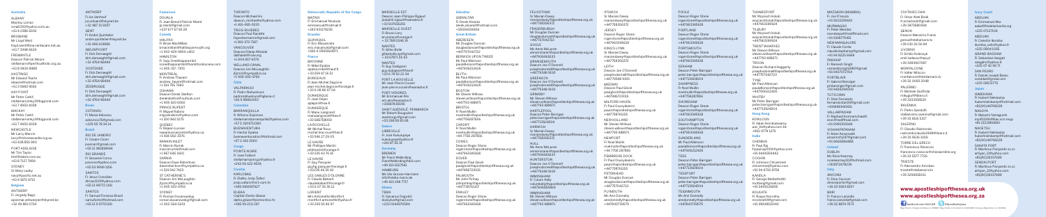**Australia**

ALBANY
Monica Lomas
smai1300@yahoo.com.au

BRISBANE
Mr Lloyd West

FREMANTLE
Deacon Patrick Moore

HASTINGS
Mr Edward Teare

HAY POINT
Mr Peter Cahill
stellamarismky2@bigpond.com

MACKAY
Mr Peter Cahill
stellamarismky2@bigpond.com

NEWCASTLE
Mr Larry Mercer

PORT ADELAIDE
Mr Tim Taylor

SYDNEY
Sr Mary Leahy

**Belgium**

ANTWERP

ANTWERP
Fr Jos Verhoef

GENT
Fr André Quintelier

NIEUWPOORT
Fr Dirk Demaeght

OOSTENDE
Fr Dirk Demaeght

ZEEBRUGGE
Fr Dirk Demaeght

**Benin**

COTONOU
Fr Moise Adossou

**Brazil**

RIO DE JANEIRO

RIO GRANDE

SANTOS

SANTOS

**Cameroon**

DOUALA
Fr Jean Benoit Patrick Mend

**Canada**

HALIFAX
Fr Brian MacMillan

HAMILTON

MONTREAL

OSHAWA
Deacon Derek Skelton

PRINCE RUPERT

QUEBEC

RANKIN INLET

SARNIA

ST CATHERINE'S
Deacon Jim McLaughlin

SYDNEY
Fr Roman Dusanowskyj

TORONTO
Deacon Michael Ho

TROIS-RIVIERES
Deacon Paul Racette

VANCOUVER
Deacon Dileep Athaide

WELLAND CANAL
Deacon Jim McLaughlin

**Chile**

VALPARAISO

**Colombia**

BARRANQUILLA

BUENAVENTURA

**Congo**

POINTE-NOIRE

**Croatia**

KARLOBAG

RIJEKA
Captain Darko Glažar

**Democratic Republic of the Congo**

MATADI
Fr Emmanuel Nsukula

**Ecuador**

GUAYAQUIL

**France**

BAYONNE

BORDEAUX

DUNKERQUE

DUNKERQUE

LA ROCHELLE
Mr Michel Roux

LE HAVRE
Mr Philippe Martin

LE HAVRE

LORIENT

MARSEILLE EST

MARSEILLE OUEST

NANTES

NANTES

PORT LA NOUVELLE

PORT VENDRES

SAINT GUENOLE-PENMARCH

**Gabon**

LIBREVILLE

**Germany**

BREMEN

HAMBURG

**Ghana**

TEMA

**Gibraltar**

GIBRALTAR
Fr Derek Alvarez

**Great Britain**

ABERDEEN
Mr Douglas Duncan

BERWICK UPON TWEED
Mr Paul Atkinson

BLYTH
Mr Paul Atkinson

BOSTON
Mr Steven Willows

BRISTOL
Fr Noel Mullin

CARDIFF
Fr Noel Mullin

COWES
Deacon Roger Stone

DOVER

FALMOUTH

FELIXSTOWE
Sr Marian Davey

FRASERBURGH
Mr Douglas Duncan

GOOLE

GRANGEMOUTH
Deacon Joe O'Donnell

GRIMSBY
Mr Steven Willows

HARTLEPOOL
Deacon Peter Barrigan

HARWICH
Sr Marian Davey

HULL

HUNTERSTON
Deacon Joe O'Donnell

IMMINGHAM

IMMINGHAM
Mr Steven Willows

IPSWICH
Sr Marian Davey

JERSEY
Deacon Roger Stone

KINGS LYNN
Sr Marian Davey

LEITH
Deacon Joe O'Donnell

MILFORD HAVEN

NEWHOLLAND
Mr Steven Willows

NEWPORT
Fr Noel Mullin

PETERHEAD
Mr Douglas Duncan

PLYMOUTH

POOLE
Deacon Roger Stone

PORTLAND
Deacon Roger Stone

PORTSMOUTH
Deacon Roger Stone

SEAHAM
Deacon Peter Barrigan

SHARPNESS
Fr Noel Mullin

SHOREHAM
Deacon Roger Stone

SOUTHAMPTON
Deacon Roger Stone

SUNDERLAND
Mr Paul Atkinson

TEES
Deacon Peter Barrigan

TEIGNMOUTH

THAMESPORT
Mr Wojciech Holub

TILBURY
Mr Wojciech Holub

TRENT WHARVES
Mr Steven Willows

TROON

TYNE
Mr Paul Atkinson

WHITBY
Mr Peter Barrigan

**Hong Kong**

KOWLOON

**India**

CHENNAI

COCHIN

KANDLA

KOLKATA

MAZAGON (MUMBAI)

MURMAGAO

NEW MANGALORE

PARADIP

PORTBLAIR

TUTICORIN

VALLARPADAM

VISHAKAPATNAM

**Ireland**

DUBLIN

**Italy**

ANCONA

BARI

CIVITAVECCHIA

GENOA

LIVORNO

MONFALCONE

PALERMO

RAVENNA

SALERNO

TORRE DEL GRECO

TRIESTE

**Ivory Coast**

ABIDJAN

GRAND BASSAM

SAN PEDRO

**Japan**

NAGOYA

OSAKA

SAKATA PORT

**www.apostleshipofthesea.org.uk**

**www.apostleshipofthesea.org.uk**

facebook.com/AoSGB @ApostleshipSea